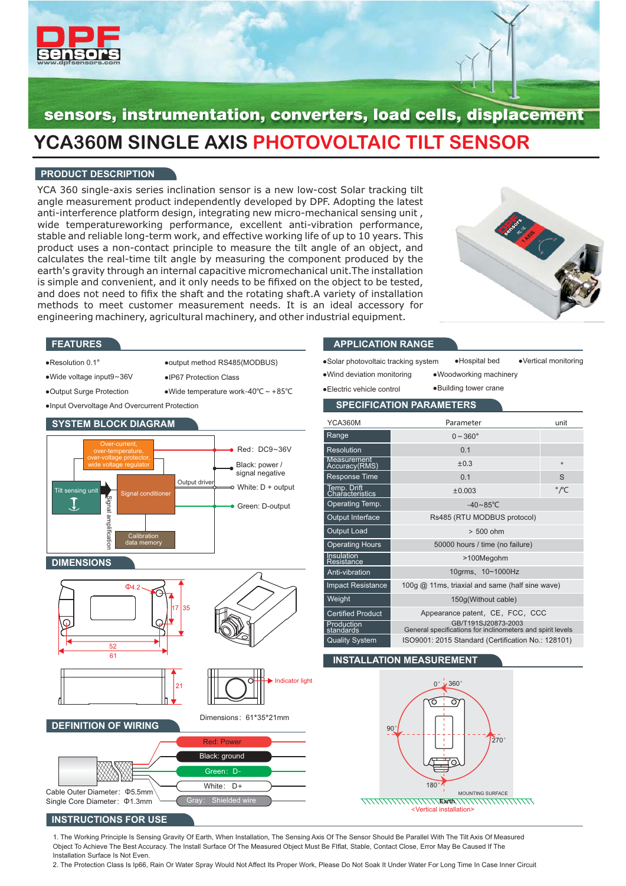sensors, instrumentation, converters, load cells, displacement

# YCA360M SINGLE AXIS PHOTOVOLTAIC TILT SENSOR

## PRODUCT DESCRIPTION

YCA 360 single-axis series inclination sensor is a new low-cost Solar tracking tilt angle measurement product independently developed by DPF. Adopting the latest anti-interference platform design, integrating new micro-mechanical sensing unit , wide temperatureworking performance, excellent anti-vibration performance, stable and reliable long-term work, and effective working life of up to 10 years. This product uses a non-contact principle to measure the tilt angle of an object, and calculates the real-time tilt angle by measuring the component produced by the earth's gravity through an internal capacitive micromechanical unit.The installation is simple and convenient, and it only needs to be fifixed on the object to be tested, and does not need to fifix the shaft and the rotating shaft.A variety of installation methods to meet customer measurement needs. It is an ideal accessory for engineering machinery, agricultural machinery, and other industrial equipment.

## FEATURES

- Resolution 0.1°
- output method RS485(MODBUS)
- Wide voltage input9~36V
- IP67 Protection Class
- Output Surge Protection
- Wide temperature work-40℃ ~ +85℃
- Input Overvoltage And Overcurrent Protection

## APPLICATION RANGE

- Solar photovoltaic tracking system
- Hospital bed
- Vertical monitoring
- Wind deviation monitoring
- Woodworking machinery
- Electric vehicle control
- Building tower crane

## SYSTEM BLOCK DIAGRAM

Over-current, over-temperature, over-voltage protector, wide voltage regulator

Tilt sensing unit → Signal amplification → Signal conditioner → Output driver

Calibration data memory

- Red: DC9~36V
- Black: power / signal negative
- White: D + output
- Green: D-output

## SPECIFICATION PARAMETERS

| YCA360M | Parameter | unit |
|---|---|---|
| Range | 0～360° | |
| Resolution | 0.1 | |
| Measurement Accuracy(RMS) | ±0.3 | ° |
| Response Time | 0.1 | S |
| Temp. Drift Characteristics | ±0.003 | °/℃ |
| Operating Temp. | -40~85℃ | |
| Output Interface | Rs485 (RTU MODBUS protocol) | |
| Output Load | ＞500 ohm | |
| Operating Hours | 50000 hours / time (no failure) | |
| Insulation Resistance | >100Megohm | |
| Anti-vibration | 10grms、10~1000Hz | |
| Impact Resistance | 100g @ 11ms, triaxial and same (half sine wave) | |
| Weight | 150g(Without cable) | |
| Certified Product | Appearance patent，CE，FCC，CCC | |
| Production standards | GB/T191SJ20873-2003 General specifications for inclinometers and spirit levels | |
| Quality System | ISO9001: 2015 Standard (Certification No.: 128101) | |

## DIMENSIONS

Φ4.2, 17, 35, 52, 61, 21, Indicator light

Dimensions：61*35*21mm

## INSTALLATION MEASUREMENT

0°, 360°, 90°, 270°, 180°, MOUNTING SURFACE, Earth

<Vertical installation>

## DEFINITION OF WIRING

- Red: Power
- Black: ground
- Green: D-
- White: D+
- Gray: Shielded wire

Cable Outer Diameter: Φ5.5mm
Single Core Diameter: Φ1.3mm

## INSTRUCTIONS FOR USE

1. The Working Principle Is Sensing Gravity Of Earth, When Installation, The Sensing Axis Of The Sensor Should Be Parallel With The Tilt Axis Of Measured Object To Achieve The Best Accuracy. The Install Surface Of The Measured Object Must Be Flflat, Stable, Contact Close, Error May Be Caused If The Installation Surface Is Not Even.
2. The Protection Class Is Ip66, Rain Or Water Spray Would Not Affect Its Proper Work, Please Do Not Soak It Under Water For Long Time In Case Inner Circuit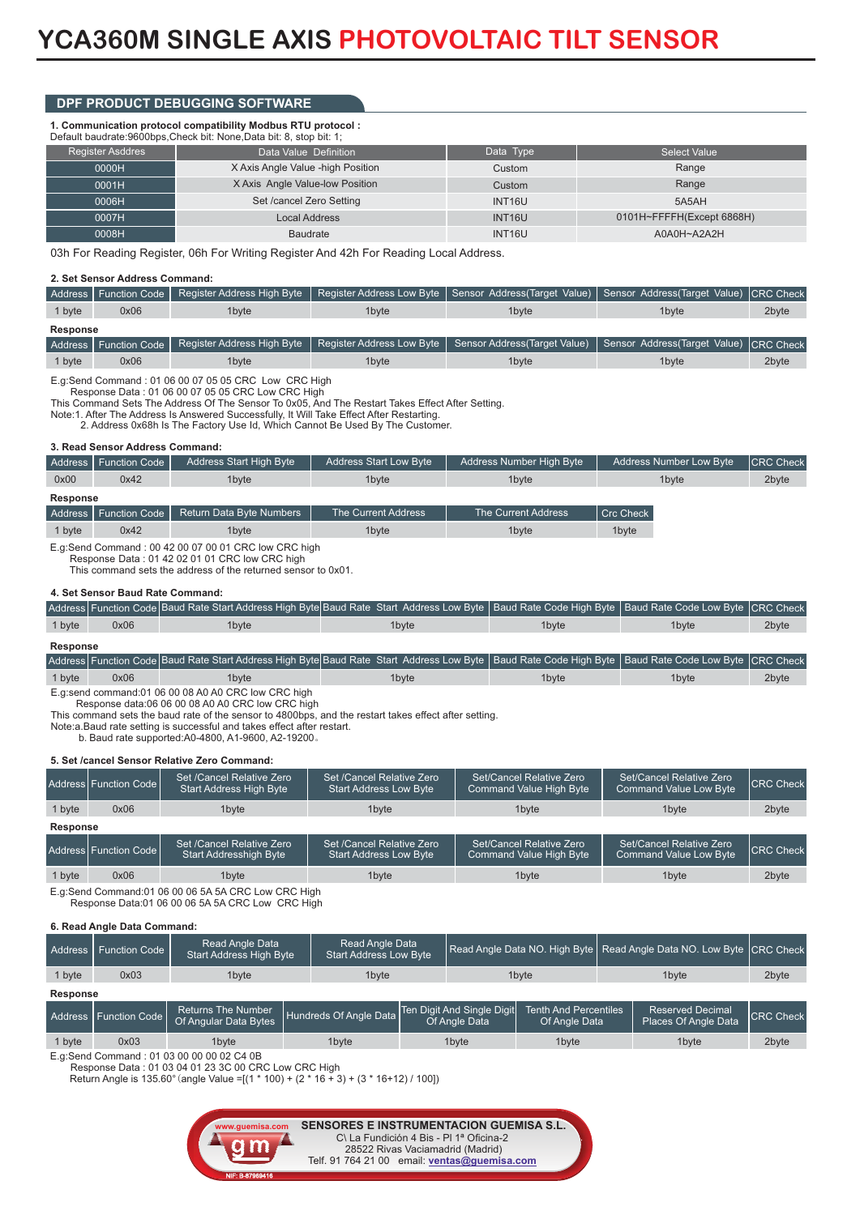# YCA360M SINGLE AXIS PHOTOVOLTAIC TILT SENSOR

## DPF PRODUCT DEBUGGING SOFTWARE

**1. Communication protocol compatibility Modbus RTU protocol :**
Default baudrate:9600bps,Check bit: None,Data bit: 8, stop bit: 1;

| Register Asddres | Data Value Definition | Data Type | Select Value |
|---|---|---|---|
| 0000H | X Axis Angle Value -high Position | Custom | Range |
| 0001H | X Axis Angle Value-low Position | Custom | Range |
| 0006H | Set /cancel Zero Setting | INT16U | 5A5AH |
| 0007H | Local Address | INT16U | 0101H~FFFFH(Except 6868H) |
| 0008H | Baudrate | INT16U | A0A0H~A2A2H |

03h For Reading Register, 06h For Writing Register And 42h For Reading Local Address.

**2. Set Sensor Address Command:**

| Address | Function Code | Register Address High Byte | Register Address Low Byte | Sensor Address(Target Value) | Sensor Address(Target Value) | CRC Check |
|---|---|---|---|---|---|---|
| 1 byte | 0x06 | 1byte | 1byte | 1byte | 1byte | 2byte |

**Response**

| Address | Function Code | Register Address High Byte | Register Address Low Byte | Sensor Address(Target Value) | Sensor Address(Target Value) | CRC Check |
|---|---|---|---|---|---|---|
| 1 byte | 0x06 | 1byte | 1byte | 1byte | 1byte | 2byte |

E.g:Send Command : 01 06 00 07 05 05 CRC Low CRC High
Response Data : 01 06 00 07 05 05 CRC Low CRC High
This Command Sets The Address Of The Sensor To 0x05, And The Restart Takes Effect After Setting.
Note:1. After The Address Is Answered Successfully, It Will Take Effect After Restarting.
2. Address 0x68h Is The Factory Use Id, Which Cannot Be Used By The Customer.

**3. Read Sensor Address Command:**

| Address | Function Code | Address Start High Byte | Address Start Low Byte | Address Number High Byte | Address Number Low Byte | CRC Check |
|---|---|---|---|---|---|---|
| 0x00 | 0x42 | 1byte | 1byte | 1byte | 1byte | 2byte |

**Response**

| Address | Function Code | Return Data Byte Numbers | The Current Address | The Current Address | Crc Check |
|---|---|---|---|---|---|
| 1 byte | 0x42 | 1byte | 1byte | 1byte | 1byte |

E.g:Send Command : 00 42 00 07 00 01 CRC low CRC high
Response Data : 01 42 02 01 01 CRC low CRC high
This command sets the address of the returned sensor to 0x01.

**4. Set Sensor Baud Rate Command:**

| Address | Function Code | Baud Rate Start Address High Byte | Baud Rate Start Address Low Byte | Baud Rate Code High Byte | Baud Rate Code Low Byte | CRC Check |
|---|---|---|---|---|---|---|
| 1 byte | 0x06 | 1byte | 1byte | 1byte | 1byte | 2byte |

**Response**

| Address | Function Code | Baud Rate Start Address High Byte | Baud Rate Start Address Low Byte | Baud Rate Code High Byte | Baud Rate Code Low Byte | CRC Check |
|---|---|---|---|---|---|---|
| 1 byte | 0x06 | 1byte | 1byte | 1byte | 1byte | 2byte |

E.g:send command:01 06 00 08 A0 A0 CRC low CRC high
Response data:06 06 00 08 A0 A0 CRC low CRC high
This command sets the baud rate of the sensor to 4800bps, and the restart takes effect after setting.
Note:a.Baud rate setting is successful and takes effect after restart.
b. Baud rate supported:A0-4800, A1-9600, A2-19200。

**5. Set /cancel Sensor Relative Zero Command:**

| Address | Function Code | Set /Cancel Relative Zero Start Address High Byte | Set /Cancel Relative Zero Start Address Low Byte | Set/Cancel Relative Zero Command Value High Byte | Set/Cancel Relative Zero Command Value Low Byte | CRC Check |
|---|---|---|---|---|---|---|
| 1 byte | 0x06 | 1byte | 1byte | 1byte | 1byte | 2byte |

**Response**

| Address | Function Code | Set /Cancel Relative Zero Start Addresshigh Byte | Set /Cancel Relative Zero Start Address Low Byte | Set/Cancel Relative Zero Command Value High Byte | Set/Cancel Relative Zero Command Value Low Byte | CRC Check |
|---|---|---|---|---|---|---|
| 1 byte | 0x06 | 1byte | 1byte | 1byte | 1byte | 2byte |

E.g:Send Command:01 06 00 06 5A 5A CRC Low CRC High
Response Data:01 06 00 06 5A 5A CRC Low CRC High

**6. Read Angle Data Command:**

| Address | Function Code | Read Angle Data Start Address High Byte | Read Angle Data Start Address Low Byte | Read Angle Data NO. High Byte | Read Angle Data NO. Low Byte | CRC Check |
|---|---|---|---|---|---|---|
| 1 byte | 0x03 | 1byte | 1byte | 1byte | 1byte | 2byte |

**Response**

| Address | Function Code | Returns The Number Of Angular Data Bytes | Hundreds Of Angle Data | Ten Digit And Single Digit Of Angle Data | Tenth And Percentiles Of Angle Data | Reserved Decimal Places Of Angle Data | CRC Check |
|---|---|---|---|---|---|---|---|
| 1 byte | 0x03 | 1byte | 1byte | 1byte | 1byte | 1byte | 2byte |

E.g:Send Command : 01 03 00 00 00 02 C4 0B
Response Data : 01 03 04 01 23 3C 00 CRC Low CRC High
Return Angle is 135.60°(angle Value =[(1 * 100) + (2 * 16 + 3) + (3 * 16+12) / 100])

www.guemisa.com
**SENSORES E INSTRUMENTACION GUEMISA S.L.**
C\ La Fundición 4 Bis - Pl 1ª Oficina-2
28522 Rivas Vaciamadrid (Madrid)
Telf. 91 764 21 00 email: ventas@guemisa.com
NIF: B-87969416